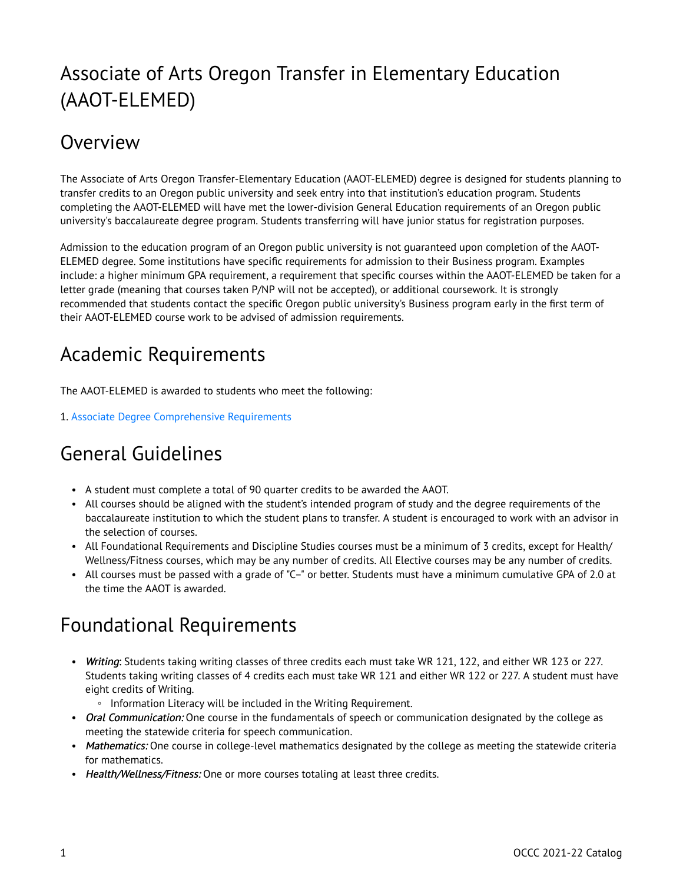# Associate of Arts Oregon Transfer in Elementary Education (AAOT-ELEMED)

## Overview

The Associate of Arts Oregon Transfer-Elementary Education (AAOT-ELEMED) degree is designed for students planning to transfer credits to an Oregon public university and seek entry into that institution's education program. Students completing the AAOT-ELEMED will have met the lower-division General Education requirements of an Oregon public university's baccalaureate degree program. Students transferring will have junior status for registration purposes.

Admission to the education program of an Oregon public university is not guaranteed upon completion of the AAOT-ELEMED degree. Some institutions have specific requirements for admission to their Business program. Examples include: a higher minimum GPA requirement, a requirement that specific courses within the AAOT-ELEMED be taken for a letter grade (meaning that courses taken P/NP will not be accepted), or additional coursework. It is strongly recommended that students contact the specific Oregon public university's Business program early in the first term of their AAOT-ELEMED course work to be advised of admission requirements.

## Academic Requirements

The AAOT-ELEMED is awarded to students who meet the following:

1. Associate Degree Comprehensive Requirements

## General Guidelines

- A student must complete a total of 90 quarter credits to be awarded the AAOT.
- All courses should be aligned with the student's intended program of study and the degree requirements of the baccalaureate institution to which the student plans to transfer. A student is encouraged to work with an advisor in the selection of courses.
- All Foundational Requirements and Discipline Studies courses must be a minimum of 3 credits, except for Health/Wellness/Fitness courses, which may be any number of credits. All Elective courses may be any number of credits.
- All courses must be passed with a grade of "C–" or better. Students must have a minimum cumulative GPA of 2.0 at the time the AAOT is awarded.

## Foundational Requirements

- *Writing*: Students taking writing classes of three credits each must take WR 121, 122, and either WR 123 or 227. Students taking writing classes of 4 credits each must take WR 121 and either WR 122 or 227. A student must have eight credits of Writing.
  - Information Literacy will be included in the Writing Requirement.
- *Oral Communication:* One course in the fundamentals of speech or communication designated by the college as meeting the statewide criteria for speech communication.
- *Mathematics:* One course in college-level mathematics designated by the college as meeting the statewide criteria for mathematics.
- *Health/Wellness/Fitness:* One or more courses totaling at least three credits.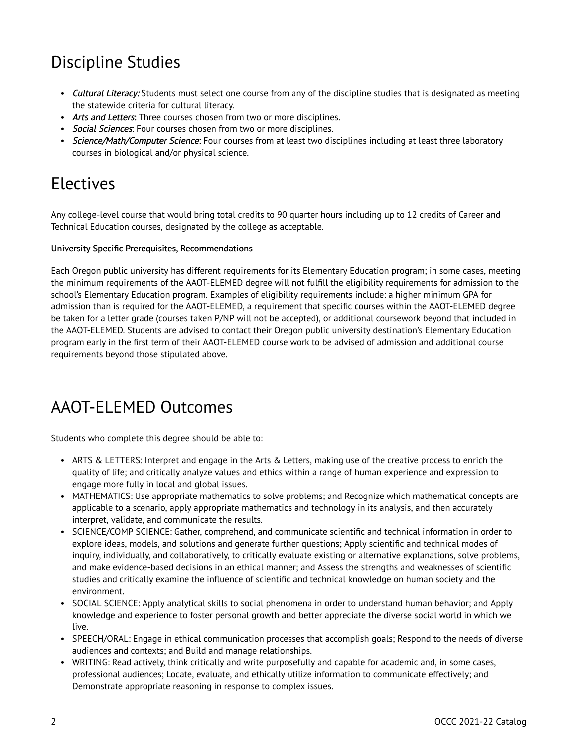## Discipline Studies

- *Cultural Literacy:* Students must select one course from any of the discipline studies that is designated as meeting the statewide criteria for cultural literacy.
- *Arts and Letters*: Three courses chosen from two or more disciplines.
- *Social Sciences*: Four courses chosen from two or more disciplines.
- *Science/Math/Computer Science*: Four courses from at least two disciplines including at least three laboratory courses in biological and/or physical science.

## Electives

Any college-level course that would bring total credits to 90 quarter hours including up to 12 credits of Career and Technical Education courses, designated by the college as acceptable.

**University Specific Prerequisites, Recommendations**

Each Oregon public university has different requirements for its Elementary Education program; in some cases, meeting the minimum requirements of the AAOT-ELEMED degree will not fulfill the eligibility requirements for admission to the school's Elementary Education program. Examples of eligibility requirements include: a higher minimum GPA for admission than is required for the AAOT-ELEMED, a requirement that specific courses within the AAOT-ELEMED degree be taken for a letter grade (courses taken P/NP will not be accepted), or additional coursework beyond that included in the AAOT-ELEMED. Students are advised to contact their Oregon public university destination's Elementary Education program early in the first term of their AAOT-ELEMED course work to be advised of admission and additional course requirements beyond those stipulated above.

## AAOT-ELEMED Outcomes

Students who complete this degree should be able to:

- ARTS & LETTERS: Interpret and engage in the Arts & Letters, making use of the creative process to enrich the quality of life; and critically analyze values and ethics within a range of human experience and expression to engage more fully in local and global issues.
- MATHEMATICS: Use appropriate mathematics to solve problems; and Recognize which mathematical concepts are applicable to a scenario, apply appropriate mathematics and technology in its analysis, and then accurately interpret, validate, and communicate the results.
- SCIENCE/COMP SCIENCE: Gather, comprehend, and communicate scientific and technical information in order to explore ideas, models, and solutions and generate further questions; Apply scientific and technical modes of inquiry, individually, and collaboratively, to critically evaluate existing or alternative explanations, solve problems, and make evidence-based decisions in an ethical manner; and Assess the strengths and weaknesses of scientific studies and critically examine the influence of scientific and technical knowledge on human society and the environment.
- SOCIAL SCIENCE: Apply analytical skills to social phenomena in order to understand human behavior; and Apply knowledge and experience to foster personal growth and better appreciate the diverse social world in which we live.
- SPEECH/ORAL: Engage in ethical communication processes that accomplish goals; Respond to the needs of diverse audiences and contexts; and Build and manage relationships.
- WRITING: Read actively, think critically and write purposefully and capable for academic and, in some cases, professional audiences; Locate, evaluate, and ethically utilize information to communicate effectively; and Demonstrate appropriate reasoning in response to complex issues.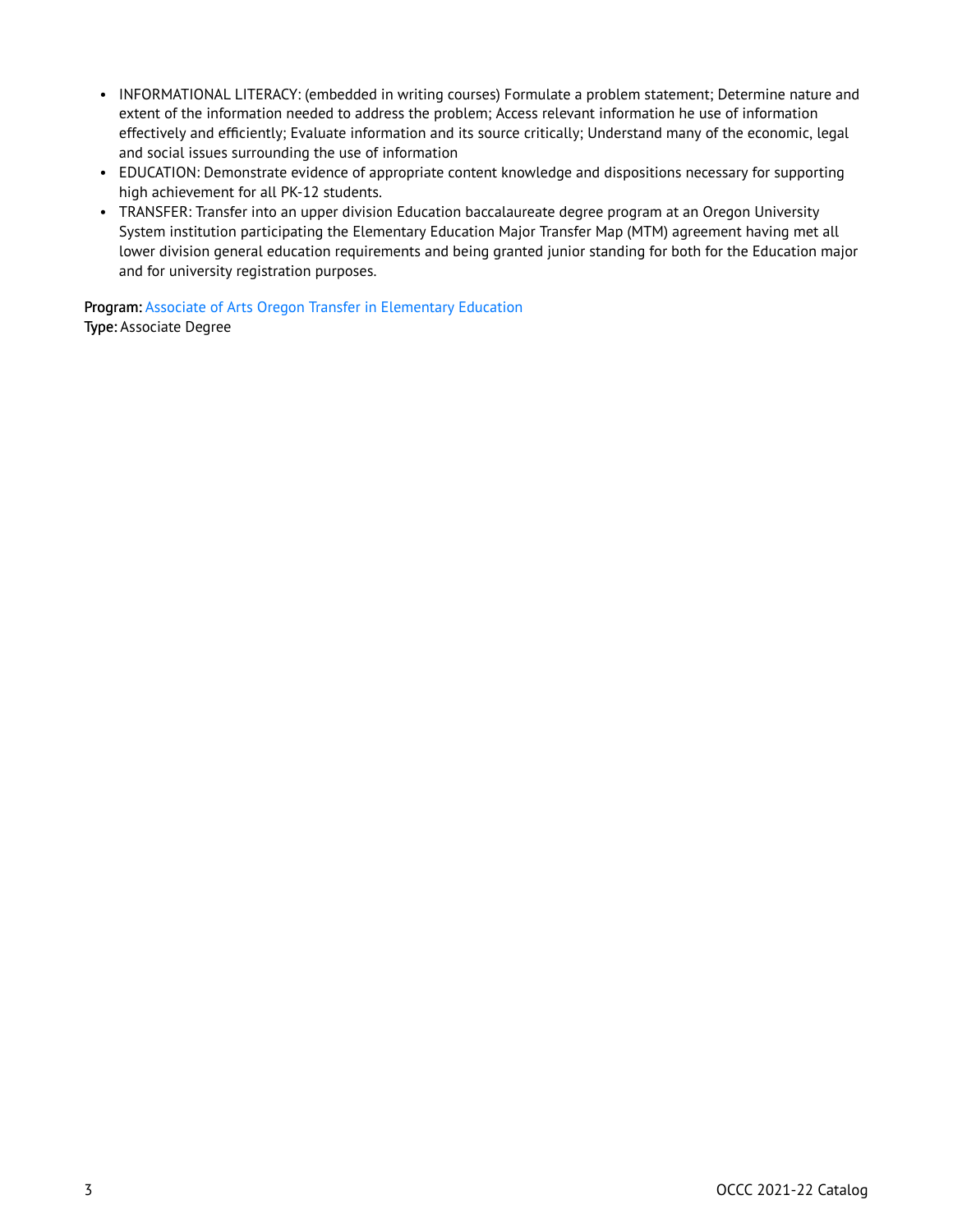- INFORMATIONAL LITERACY: (embedded in writing courses) Formulate a problem statement; Determine nature and extent of the information needed to address the problem; Access relevant information he use of information effectively and efficiently; Evaluate information and its source critically; Understand many of the economic, legal and social issues surrounding the use of information
- EDUCATION: Demonstrate evidence of appropriate content knowledge and dispositions necessary for supporting high achievement for all PK-12 students.
- TRANSFER: Transfer into an upper division Education baccalaureate degree program at an Oregon University System institution participating the Elementary Education Major Transfer Map (MTM) agreement having met all lower division general education requirements and being granted junior standing for both for the Education major and for university registration purposes.

**Program:** Associate of Arts Oregon Transfer in Elementary Education
**Type:** Associate Degree